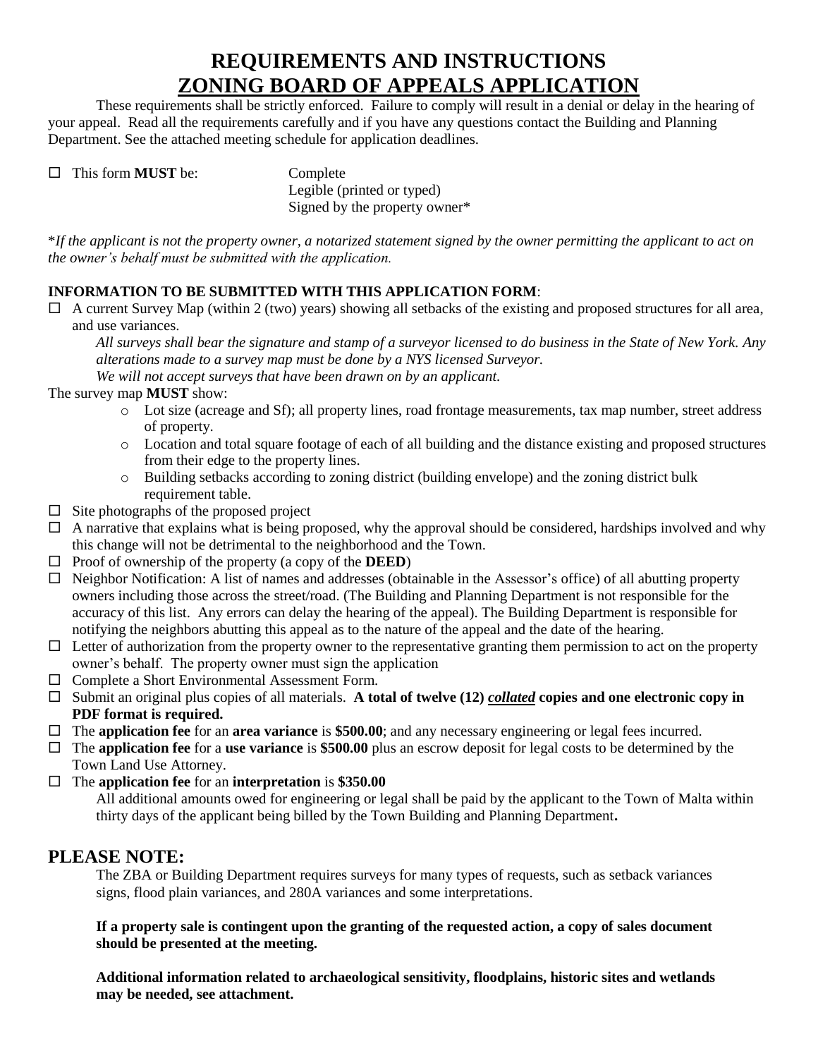# REQUIREMENTS AND INSTRUCTIONS

# ZONING BOARD OF APPEALS APPLICATION

These requirements shall be strictly enforced. Failure to comply will result in a denial or delay in the hearing of your appeal. Read all the requirements carefully and if you have any questions contact the Building and Planning Department. See the attached meeting schedule for application deadlines.

☐ This form **MUST** be:
- Complete
- Legible (printed or typed)
- Signed by the property owner*

**If the applicant is not the property owner, a notarized statement signed by the owner permitting the applicant to act on the owner's behalf must be submitted with the application.*

**INFORMATION TO BE SUBMITTED WITH THIS APPLICATION FORM**:

☐ A current Survey Map (within 2 (two) years) showing all setbacks of the existing and proposed structures for all area, and use variances.

*All surveys shall bear the signature and stamp of a surveyor licensed to do business in the State of New York. Any alterations made to a survey map must be done by a NYS licensed Surveyor.*

*We will not accept surveys that have been drawn on by an applicant.*

The survey map **MUST** show:

- Lot size (acreage and Sf); all property lines, road frontage measurements, tax map number, street address of property.
- Location and total square footage of each of all building and the distance existing and proposed structures from their edge to the property lines.
- Building setbacks according to zoning district (building envelope) and the zoning district bulk requirement table.

☐ Site photographs of the proposed project

☐ A narrative that explains what is being proposed, why the approval should be considered, hardships involved and why this change will not be detrimental to the neighborhood and the Town.

☐ Proof of ownership of the property (a copy of the **DEED**)

☐ Neighbor Notification: A list of names and addresses (obtainable in the Assessor's office) of all abutting property owners including those across the street/road. (The Building and Planning Department is not responsible for the accuracy of this list. Any errors can delay the hearing of the appeal). The Building Department is responsible for notifying the neighbors abutting this appeal as to the nature of the appeal and the date of the hearing.

☐ Letter of authorization from the property owner to the representative granting them permission to act on the property owner's behalf. The property owner must sign the application

☐ Complete a Short Environmental Assessment Form.

☐ Submit an original plus copies of all materials. **A total of twelve (12) *collated* copies and one electronic copy in PDF format is required.**

☐ The **application fee** for an **area variance** is **$500.00**; and any necessary engineering or legal fees incurred.

☐ The **application fee** for a **use variance** is **$500.00** plus an escrow deposit for legal costs to be determined by the Town Land Use Attorney.

☐ The **application fee** for an **interpretation** is **$350.00**

All additional amounts owed for engineering or legal shall be paid by the applicant to the Town of Malta within thirty days of the applicant being billed by the Town Building and Planning Department**.**

## PLEASE NOTE:

The ZBA or Building Department requires surveys for many types of requests, such as setback variances signs, flood plain variances, and 280A variances and some interpretations.

**If a property sale is contingent upon the granting of the requested action, a copy of sales document should be presented at the meeting.**

**Additional information related to archaeological sensitivity, floodplains, historic sites and wetlands may be needed, see attachment.**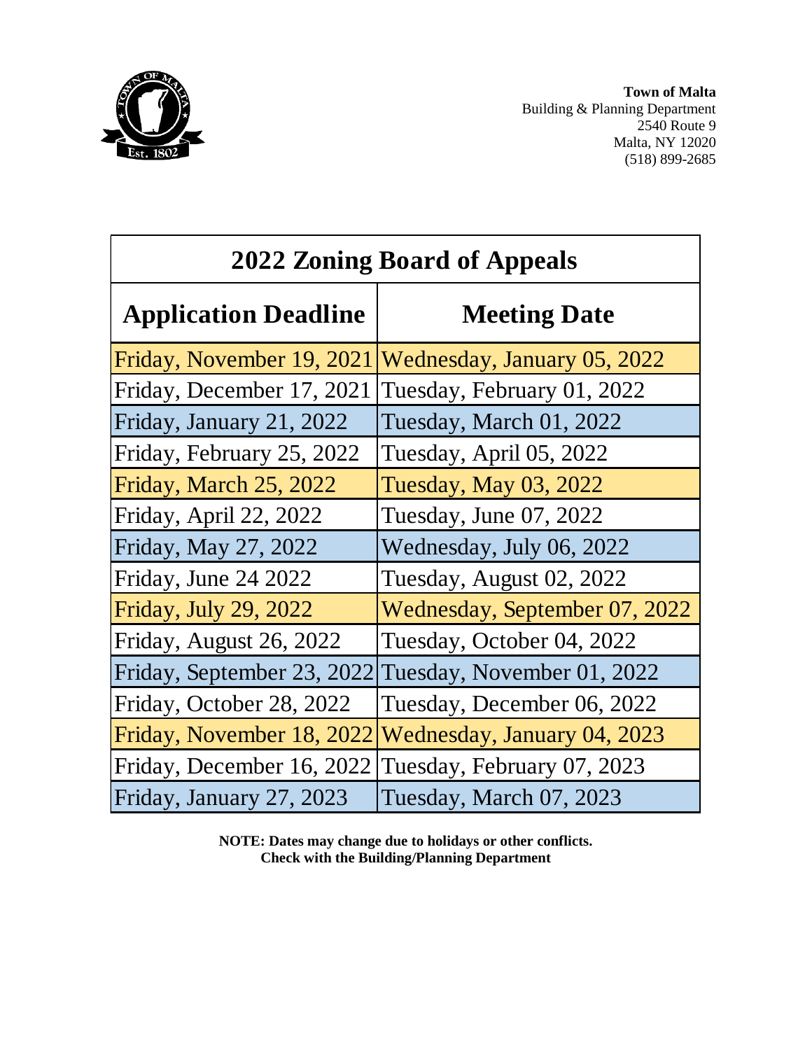**Town of Malta**
Building & Planning Department
2540 Route 9
Malta, NY 12020
(518) 899-2685

## 2022 Zoning Board of Appeals

| Application Deadline | Meeting Date |
|---|---|
| Friday, November 19, 2021 | Wednesday, January 05, 2022 |
| Friday, December 17, 2021 | Tuesday, February 01, 2022 |
| Friday, January 21, 2022 | Tuesday, March 01, 2022 |
| Friday, February 25, 2022 | Tuesday, April 05, 2022 |
| Friday, March 25, 2022 | Tuesday, May 03, 2022 |
| Friday, April 22, 2022 | Tuesday, June 07, 2022 |
| Friday, May 27, 2022 | Wednesday, July 06, 2022 |
| Friday, June 24 2022 | Tuesday, August 02, 2022 |
| Friday, July 29, 2022 | Wednesday, September 07, 2022 |
| Friday, August 26, 2022 | Tuesday, October 04, 2022 |
| Friday, September 23, 2022 | Tuesday, November 01, 2022 |
| Friday, October 28, 2022 | Tuesday, December 06, 2022 |
| Friday, November 18, 2022 | Wednesday, January 04, 2023 |
| Friday, December 16, 2022 | Tuesday, February 07, 2023 |
| Friday, January 27, 2023 | Tuesday, March 07, 2023 |

**NOTE: Dates may change due to holidays or other conflicts.**
**Check with the Building/Planning Department**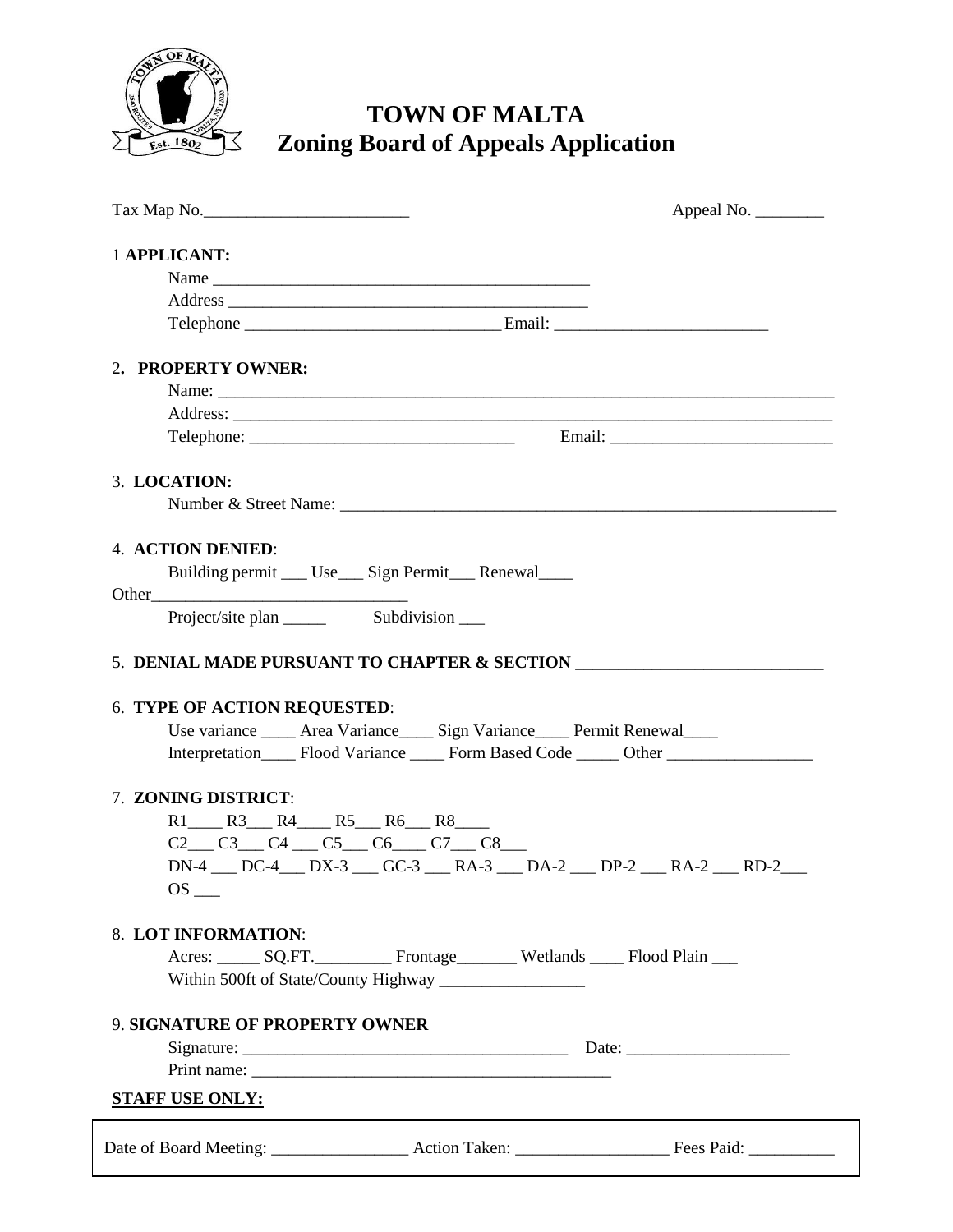# TOWN OF MALTA
## Zoning Board of Appeals Application

Tax Map No.________________________ Appeal No. ________

1 **APPLICANT:**

Name _____________________________________________

Address ____________________________________________

Telephone _____________________________ Email: _________________________

2. **PROPERTY OWNER:**

Name: _________________________________________________________________________

Address: _______________________________________________________________________

Telephone: _______________________________ Email: __________________________

3. **LOCATION:**

Number & Street Name: ____________________________________________________________

4. **ACTION DENIED**:

Building permit ___ Use___ Sign Permit___ Renewal____

Other______________________________

Project/site plan _____ Subdivision ___

5. **DENIAL MADE PURSUANT TO CHAPTER & SECTION** _____________________________

6. **TYPE OF ACTION REQUESTED**:

Use variance ____ Area Variance____ Sign Variance____ Permit Renewal____

Interpretation____ Flood Variance ____ Form Based Code _____ Other _________________

7. **ZONING DISTRICT**:

R1____ R3___ R4____ R5___ R6___ R8____

C2___ C3___ C4 ___ C5___ C6____ C7___ C8___

DN-4 ___ DC-4___ DX-3 ___ GC-3 ___ RA-3 ___ DA-2 ___ DP-2 ___ RA-2 ___ RD-2___

OS ___

8. **LOT INFORMATION**:

Acres: _____ SQ.FT._________ Frontage_______ Wetlands ____ Flood Plain ___

Within 500ft of State/County Highway _________________

9. **SIGNATURE OF PROPERTY OWNER**

Signature: ______________________________________ Date: ___________________

Print name: ___________________________________________

**STAFF USE ONLY:**

Date of Board Meeting: ________________ Action Taken: __________________ Fees Paid: __________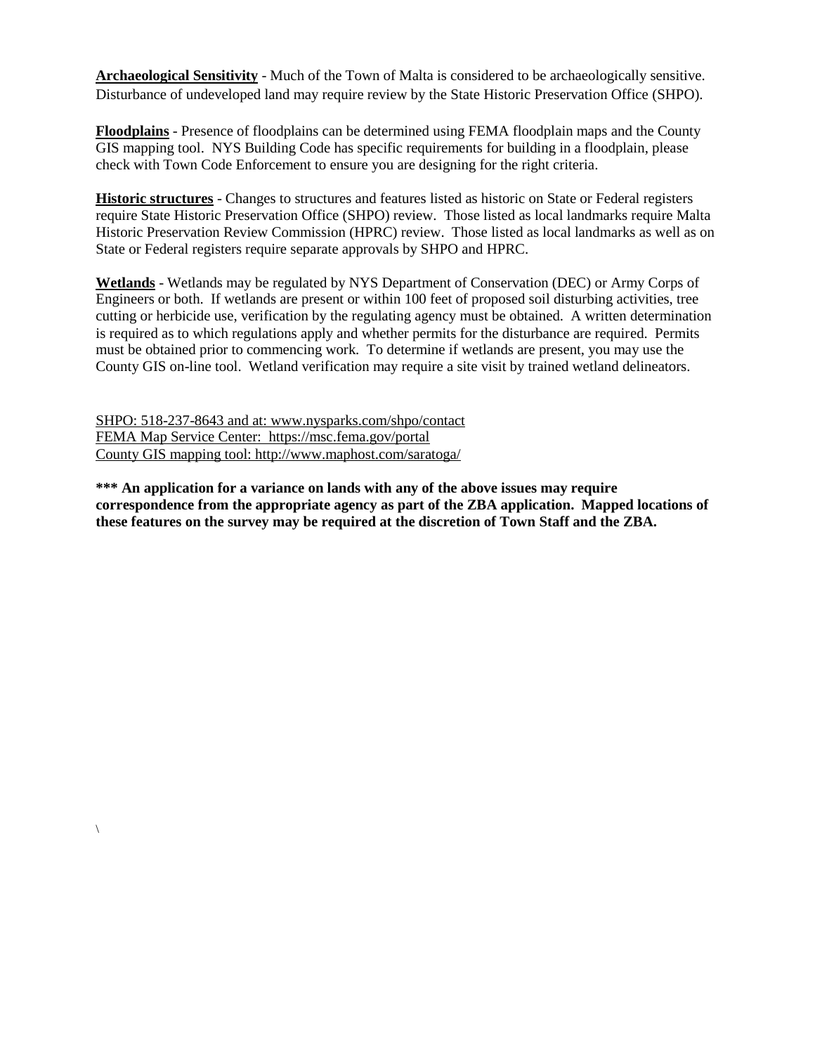**Archaeological Sensitivity** - Much of the Town of Malta is considered to be archaeologically sensitive. Disturbance of undeveloped land may require review by the State Historic Preservation Office (SHPO).

**Floodplains** - Presence of floodplains can be determined using FEMA floodplain maps and the County GIS mapping tool. NYS Building Code has specific requirements for building in a floodplain, please check with Town Code Enforcement to ensure you are designing for the right criteria.

**Historic structures** - Changes to structures and features listed as historic on State or Federal registers require State Historic Preservation Office (SHPO) review. Those listed as local landmarks require Malta Historic Preservation Review Commission (HPRC) review. Those listed as local landmarks as well as on State or Federal registers require separate approvals by SHPO and HPRC.

**Wetlands** - Wetlands may be regulated by NYS Department of Conservation (DEC) or Army Corps of Engineers or both. If wetlands are present or within 100 feet of proposed soil disturbing activities, tree cutting or herbicide use, verification by the regulating agency must be obtained. A written determination is required as to which regulations apply and whether permits for the disturbance are required. Permits must be obtained prior to commencing work. To determine if wetlands are present, you may use the County GIS on-line tool. Wetland verification may require a site visit by trained wetland delineators.

SHPO: 518-237-8643 and at: www.nysparks.com/shpo/contact
FEMA Map Service Center: https://msc.fema.gov/portal
County GIS mapping tool: http://www.maphost.com/saratoga/

**\*\*\* An application for a variance on lands with any of the above issues may require correspondence from the appropriate agency as part of the ZBA application. Mapped locations of these features on the survey may be required at the discretion of Town Staff and the ZBA.**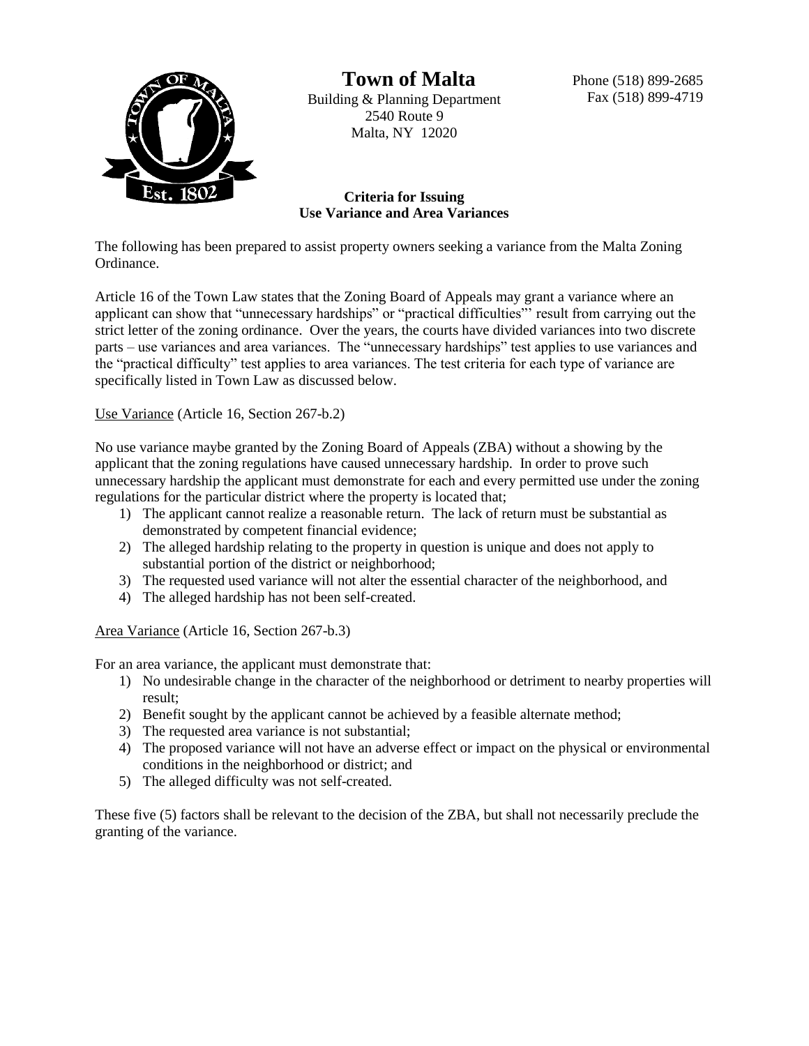# Town of Malta

Building & Planning Department
2540 Route 9
Malta, NY 12020

Phone (518) 899-2685
Fax (518) 899-4719

**Criteria for Issuing**
**Use Variance and Area Variances**

The following has been prepared to assist property owners seeking a variance from the Malta Zoning Ordinance.

Article 16 of the Town Law states that the Zoning Board of Appeals may grant a variance where an applicant can show that "unnecessary hardships" or "practical difficulties"' result from carrying out the strict letter of the zoning ordinance. Over the years, the courts have divided variances into two discrete parts – use variances and area variances. The "unnecessary hardships" test applies to use variances and the "practical difficulty" test applies to area variances. The test criteria for each type of variance are specifically listed in Town Law as discussed below.

Use Variance (Article 16, Section 267-b.2)

No use variance maybe granted by the Zoning Board of Appeals (ZBA) without a showing by the applicant that the zoning regulations have caused unnecessary hardship. In order to prove such unnecessary hardship the applicant must demonstrate for each and every permitted use under the zoning regulations for the particular district where the property is located that;

1) The applicant cannot realize a reasonable return. The lack of return must be substantial as demonstrated by competent financial evidence;
2) The alleged hardship relating to the property in question is unique and does not apply to substantial portion of the district or neighborhood;
3) The requested used variance will not alter the essential character of the neighborhood, and
4) The alleged hardship has not been self-created.

Area Variance (Article 16, Section 267-b.3)

For an area variance, the applicant must demonstrate that:

1) No undesirable change in the character of the neighborhood or detriment to nearby properties will result;
2) Benefit sought by the applicant cannot be achieved by a feasible alternate method;
3) The requested area variance is not substantial;
4) The proposed variance will not have an adverse effect or impact on the physical or environmental conditions in the neighborhood or district; and
5) The alleged difficulty was not self-created.

These five (5) factors shall be relevant to the decision of the ZBA, but shall not necessarily preclude the granting of the variance.